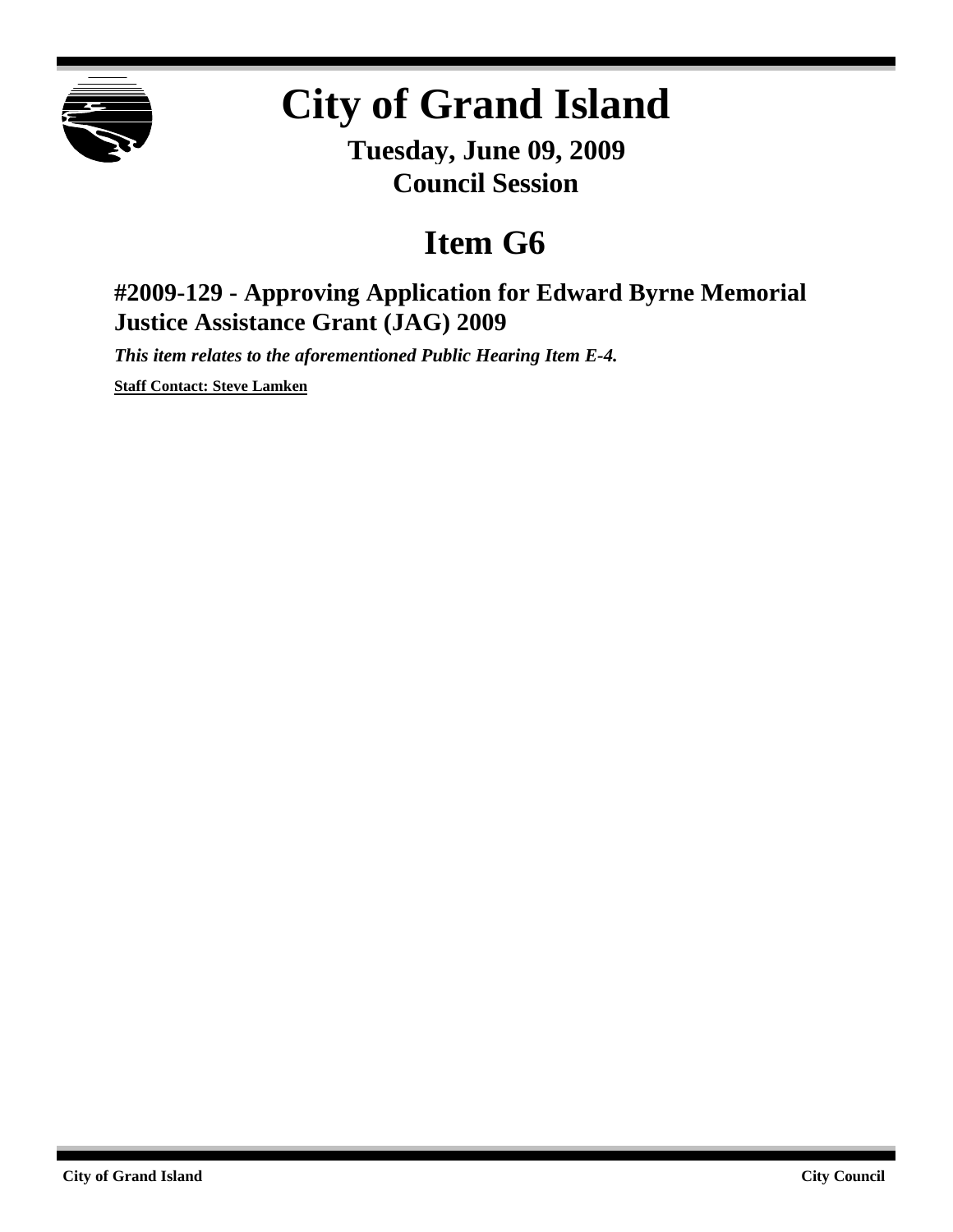# City of Grand Island

**Tuesday, June 09, 2009**
**Council Session**

## Item G6

### #2009-129 - Approving Application for Edward Byrne Memorial Justice Assistance Grant (JAG) 2009

***This item relates to the aforementioned Public Hearing Item E-4.***

**Staff Contact: Steve Lamken**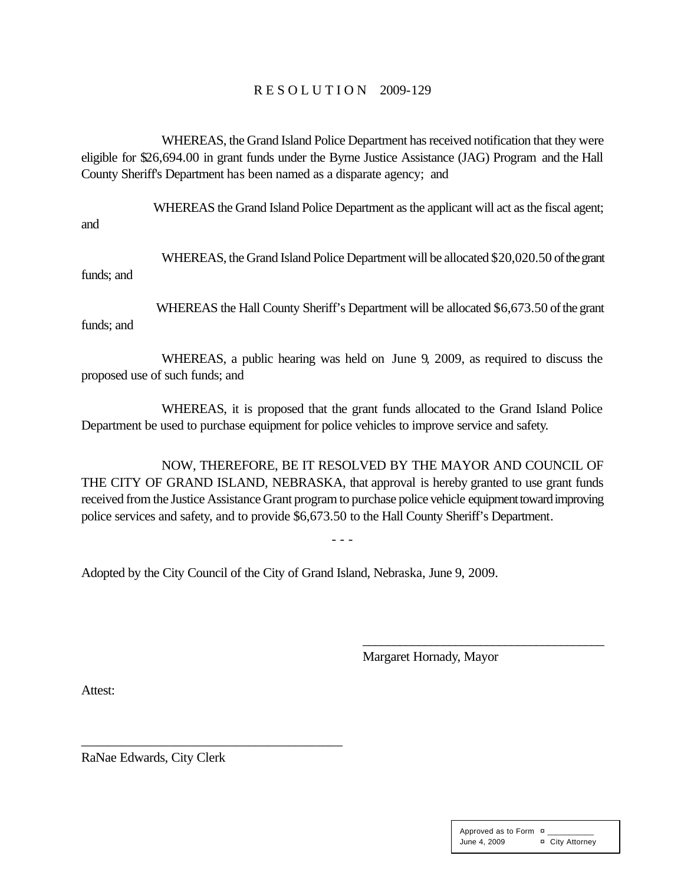# R E S O L U T I O N 2009-129

WHEREAS, the Grand Island Police Department has received notification that they were eligible for $26,694.00 in grant funds under the Byrne Justice Assistance (JAG) Program and the Hall County Sheriff's Department has been named as a disparate agency; and

WHEREAS the Grand Island Police Department as the applicant will act as the fiscal agent; and

WHEREAS, the Grand Island Police Department will be allocated $20,020.50 of the grant funds; and

WHEREAS the Hall County Sheriff's Department will be allocated $6,673.50 of the grant funds; and

WHEREAS, a public hearing was held on June 9, 2009, as required to discuss the proposed use of such funds; and

WHEREAS, it is proposed that the grant funds allocated to the Grand Island Police Department be used to purchase equipment for police vehicles to improve service and safety.

NOW, THEREFORE, BE IT RESOLVED BY THE MAYOR AND COUNCIL OF THE CITY OF GRAND ISLAND, NEBRASKA, that approval is hereby granted to use grant funds received from the Justice Assistance Grant program to purchase police vehicle equipment toward improving police services and safety, and to provide $6,673.50 to the Hall County Sheriff's Department.

- - -

Adopted by the City Council of the City of Grand Island, Nebraska, June 9, 2009.

_______________________________________
Margaret Hornady, Mayor

Attest:

_______________________________________
RaNae Edwards, City Clerk

| | |
|---|---|
| Approved as to Form ¤ | __________ |
| June 4, 2009 | ¤ City Attorney |